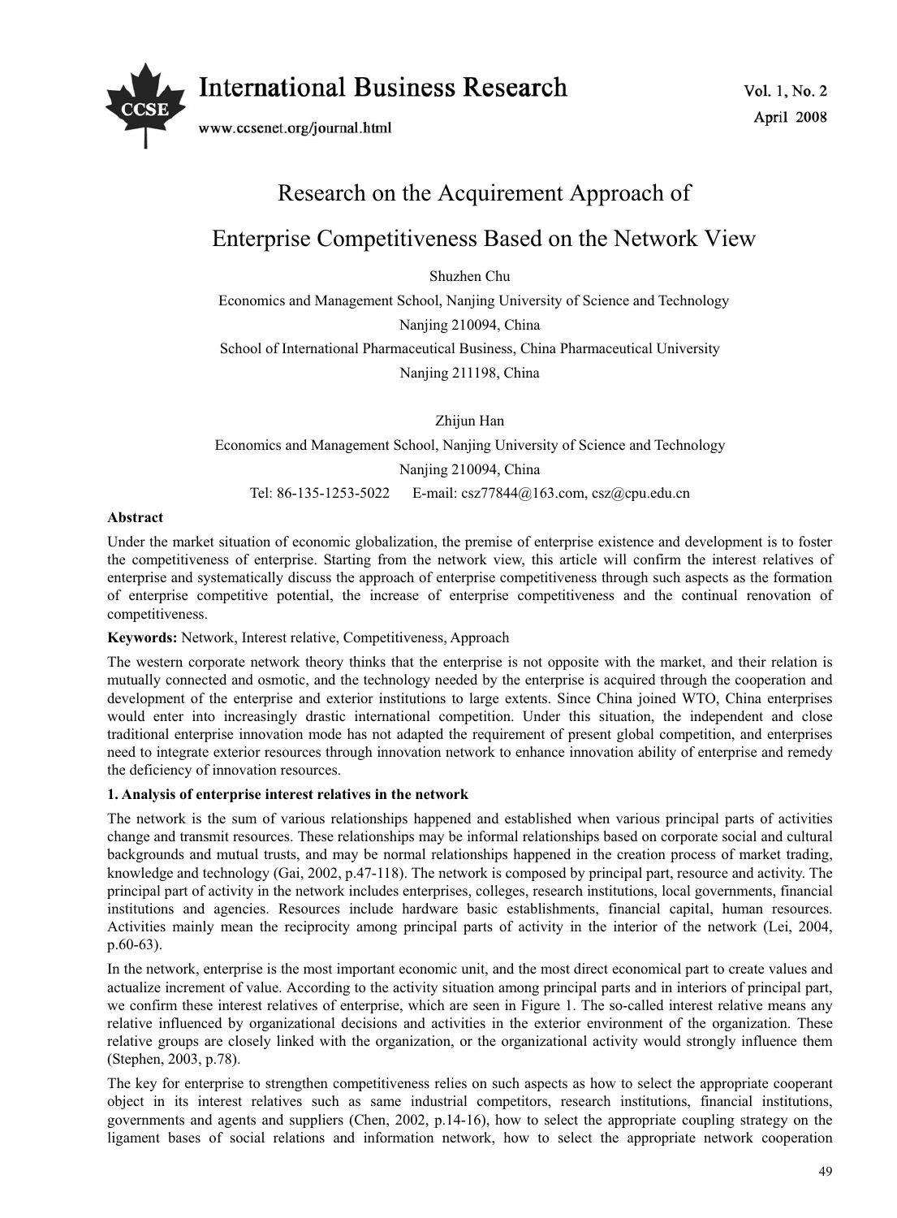# Research on the Acquirement Approach of Enterprise Competitiveness Based on the Network View

Shuzhen Chu

Economics and Management School, Nanjing University of Science and Technology

Nanjing 210094, China

School of International Pharmaceutical Business, China Pharmaceutical University

Nanjing 211198, China

Zhijun Han

Economics and Management School, Nanjing University of Science and Technology

Nanjing 210094, China

Tel: 86-135-1253-5022  E-mail: csz77844@163.com, csz@cpu.edu.cn

**Abstract**

Under the market situation of economic globalization, the premise of enterprise existence and development is to foster the competitiveness of enterprise. Starting from the network view, this article will confirm the interest relatives of enterprise and systematically discuss the approach of enterprise competitiveness through such aspects as the formation of enterprise competitive potential, the increase of enterprise competitiveness and the continual renovation of competitiveness.

**Keywords:** Network, Interest relative, Competitiveness, Approach

The western corporate network theory thinks that the enterprise is not opposite with the market, and their relation is mutually connected and osmotic, and the technology needed by the enterprise is acquired through the cooperation and development of the enterprise and exterior institutions to large extents. Since China joined WTO, China enterprises would enter into increasingly drastic international competition. Under this situation, the independent and close traditional enterprise innovation mode has not adapted the requirement of present global competition, and enterprises need to integrate exterior resources through innovation network to enhance innovation ability of enterprise and remedy the deficiency of innovation resources.

## 1. Analysis of enterprise interest relatives in the network

The network is the sum of various relationships happened and established when various principal parts of activities change and transmit resources. These relationships may be informal relationships based on corporate social and cultural backgrounds and mutual trusts, and may be normal relationships happened in the creation process of market trading, knowledge and technology (Gai, 2002, p.47-118). The network is composed by principal part, resource and activity. The principal part of activity in the network includes enterprises, colleges, research institutions, local governments, financial institutions and agencies. Resources include hardware basic establishments, financial capital, human resources. Activities mainly mean the reciprocity among principal parts of activity in the interior of the network (Lei, 2004, p.60-63).

In the network, enterprise is the most important economic unit, and the most direct economical part to create values and actualize increment of value. According to the activity situation among principal parts and in interiors of principal part, we confirm these interest relatives of enterprise, which are seen in Figure 1. The so-called interest relative means any relative influenced by organizational decisions and activities in the exterior environment of the organization. These relative groups are closely linked with the organization, or the organizational activity would strongly influence them (Stephen, 2003, p.78).

The key for enterprise to strengthen competitiveness relies on such aspects as how to select the appropriate cooperant object in its interest relatives such as same industrial competitors, research institutions, financial institutions, governments and agents and suppliers (Chen, 2002, p.14-16), how to select the appropriate coupling strategy on the ligament bases of social relations and information network, how to select the appropriate network cooperation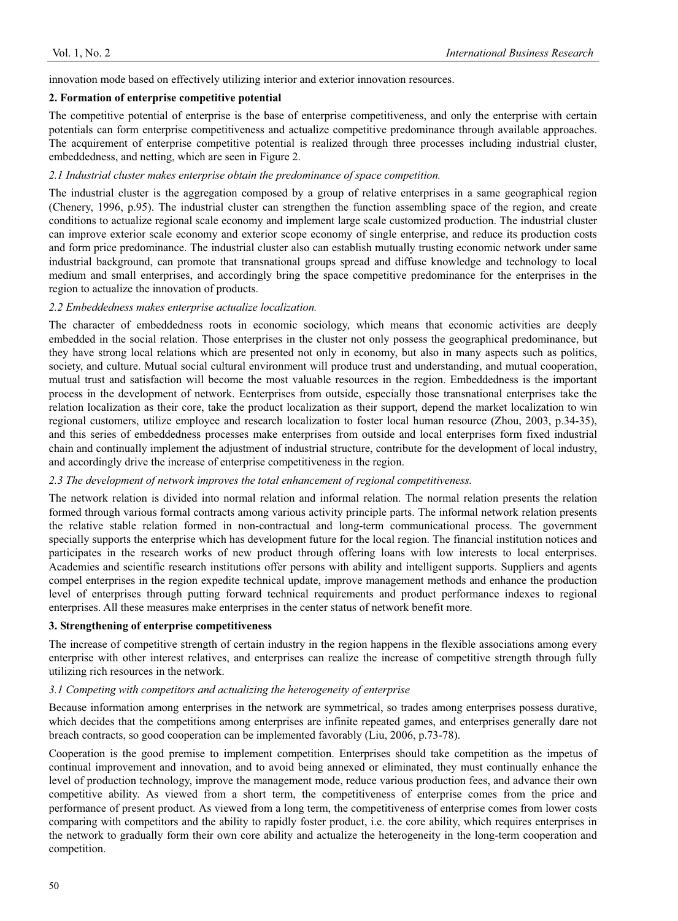innovation mode based on effectively utilizing interior and exterior innovation resources.

## 2. Formation of enterprise competitive potential

The competitive potential of enterprise is the base of enterprise competitiveness, and only the enterprise with certain potentials can form enterprise competitiveness and actualize competitive predominance through available approaches. The acquirement of enterprise competitive potential is realized through three processes including industrial cluster, embeddedness, and netting, which are seen in Figure 2.

### *2.1 Industrial cluster makes enterprise obtain the predominance of space competition.*

The industrial cluster is the aggregation composed by a group of relative enterprises in a same geographical region (Chenery, 1996, p.95). The industrial cluster can strengthen the function assembling space of the region, and create conditions to actualize regional scale economy and implement large scale customized production. The industrial cluster can improve exterior scale economy and exterior scope economy of single enterprise, and reduce its production costs and form price predominance. The industrial cluster also can establish mutually trusting economic network under same industrial background, can promote that transnational groups spread and diffuse knowledge and technology to local medium and small enterprises, and accordingly bring the space competitive predominance for the enterprises in the region to actualize the innovation of products.

### *2.2 Embeddedness makes enterprise actualize localization.*

The character of embeddedness roots in economic sociology, which means that economic activities are deeply embedded in the social relation. Those enterprises in the cluster not only possess the geographical predominance, but they have strong local relations which are presented not only in economy, but also in many aspects such as politics, society, and culture. Mutual social cultural environment will produce trust and understanding, and mutual cooperation, mutual trust and satisfaction will become the most valuable resources in the region. Embeddedness is the important process in the development of network. Eenterprises from outside, especially those transnational enterprises take the relation localization as their core, take the product localization as their support, depend the market localization to win regional customers, utilize employee and research localization to foster local human resource (Zhou, 2003, p.34-35), and this series of embeddedness processes make enterprises from outside and local enterprises form fixed industrial chain and continually implement the adjustment of industrial structure, contribute for the development of local industry, and accordingly drive the increase of enterprise competitiveness in the region.

### *2.3 The development of network improves the total enhancement of regional competitiveness.*

The network relation is divided into normal relation and informal relation. The normal relation presents the relation formed through various formal contracts among various activity principle parts. The informal network relation presents the relative stable relation formed in non-contractual and long-term communicational process. The government specially supports the enterprise which has development future for the local region. The financial institution notices and participates in the research works of new product through offering loans with low interests to local enterprises. Academies and scientific research institutions offer persons with ability and intelligent supports. Suppliers and agents compel enterprises in the region expedite technical update, improve management methods and enhance the production level of enterprises through putting forward technical requirements and product performance indexes to regional enterprises. All these measures make enterprises in the center status of network benefit more.

## 3. Strengthening of enterprise competitiveness

The increase of competitive strength of certain industry in the region happens in the flexible associations among every enterprise with other interest relatives, and enterprises can realize the increase of competitive strength through fully utilizing rich resources in the network.

### *3.1 Competing with competitors and actualizing the heterogeneity of enterprise*

Because information among enterprises in the network are symmetrical, so trades among enterprises possess durative, which decides that the competitions among enterprises are infinite repeated games, and enterprises generally dare not breach contracts, so good cooperation can be implemented favorably (Liu, 2006, p.73-78).

Cooperation is the good premise to implement competition. Enterprises should take competition as the impetus of continual improvement and innovation, and to avoid being annexed or eliminated, they must continually enhance the level of production technology, improve the management mode, reduce various production fees, and advance their own competitive ability. As viewed from a short term, the competitiveness of enterprise comes from the price and performance of present product. As viewed from a long term, the competitiveness of enterprise comes from lower costs comparing with competitors and the ability to rapidly foster product, i.e. the core ability, which requires enterprises in the network to gradually form their own core ability and actualize the heterogeneity in the long-term cooperation and competition.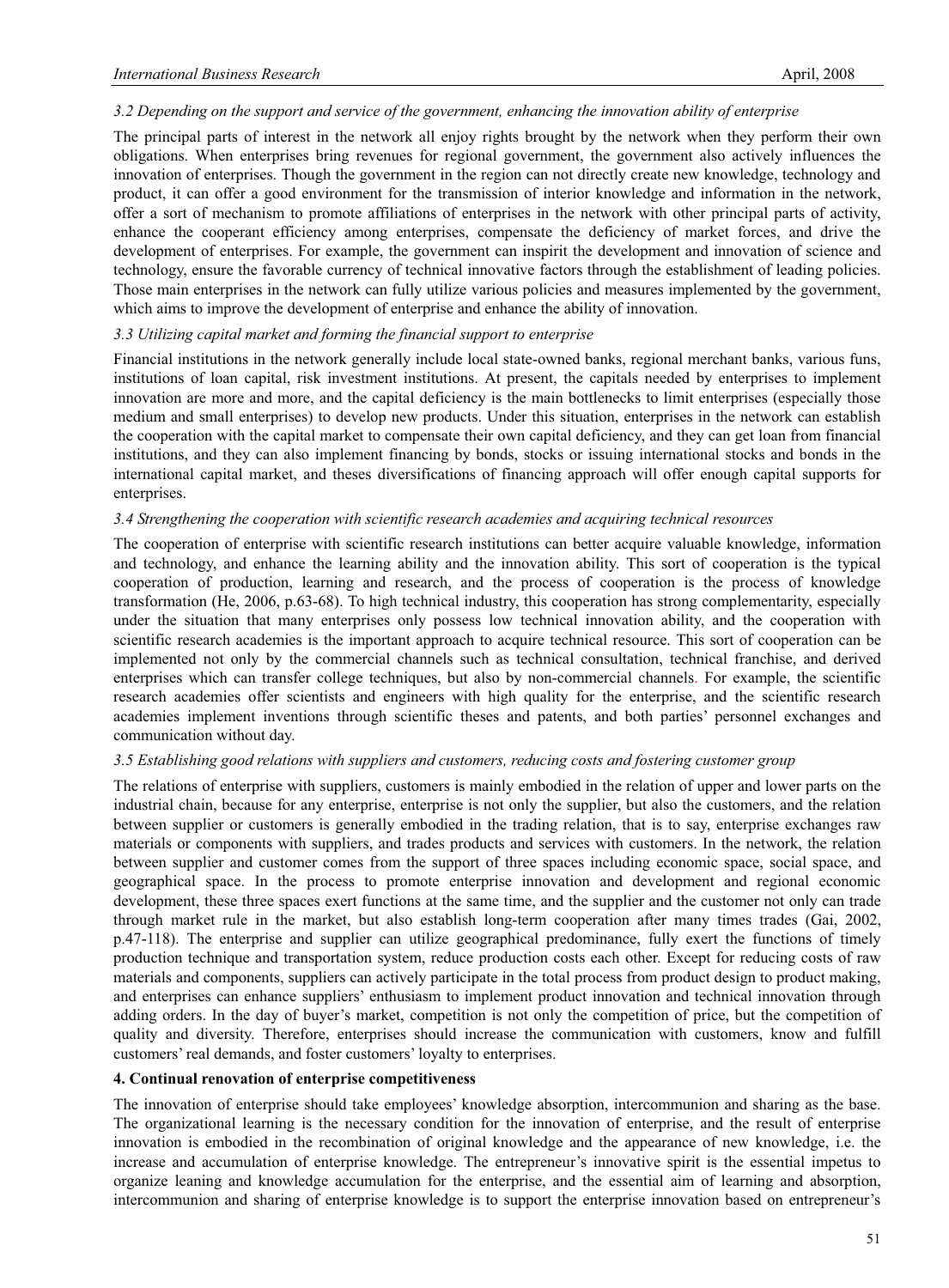*3.2 Depending on the support and service of the government, enhancing the innovation ability of enterprise*

The principal parts of interest in the network all enjoy rights brought by the network when they perform their own obligations. When enterprises bring revenues for regional government, the government also actively influences the innovation of enterprises. Though the government in the region can not directly create new knowledge, technology and product, it can offer a good environment for the transmission of interior knowledge and information in the network, offer a sort of mechanism to promote affiliations of enterprises in the network with other principal parts of activity, enhance the cooperant efficiency among enterprises, compensate the deficiency of market forces, and drive the development of enterprises. For example, the government can inspirit the development and innovation of science and technology, ensure the favorable currency of technical innovative factors through the establishment of leading policies. Those main enterprises in the network can fully utilize various policies and measures implemented by the government, which aims to improve the development of enterprise and enhance the ability of innovation.

*3.3 Utilizing capital market and forming the financial support to enterprise*

Financial institutions in the network generally include local state-owned banks, regional merchant banks, various funs, institutions of loan capital, risk investment institutions. At present, the capitals needed by enterprises to implement innovation are more and more, and the capital deficiency is the main bottlenecks to limit enterprises (especially those medium and small enterprises) to develop new products. Under this situation, enterprises in the network can establish the cooperation with the capital market to compensate their own capital deficiency, and they can get loan from financial institutions, and they can also implement financing by bonds, stocks or issuing international stocks and bonds in the international capital market, and theses diversifications of financing approach will offer enough capital supports for enterprises.

*3.4 Strengthening the cooperation with scientific research academies and acquiring technical resources*

The cooperation of enterprise with scientific research institutions can better acquire valuable knowledge, information and technology, and enhance the learning ability and the innovation ability. This sort of cooperation is the typical cooperation of production, learning and research, and the process of cooperation is the process of knowledge transformation (He, 2006, p.63-68). To high technical industry, this cooperation has strong complementarity, especially under the situation that many enterprises only possess low technical innovation ability, and the cooperation with scientific research academies is the important approach to acquire technical resource. This sort of cooperation can be implemented not only by the commercial channels such as technical consultation, technical franchise, and derived enterprises which can transfer college techniques, but also by non-commercial channels. For example, the scientific research academies offer scientists and engineers with high quality for the enterprise, and the scientific research academies implement inventions through scientific theses and patents, and both parties' personnel exchanges and communication without day.

*3.5 Establishing good relations with suppliers and customers, reducing costs and fostering customer group*

The relations of enterprise with suppliers, customers is mainly embodied in the relation of upper and lower parts on the industrial chain, because for any enterprise, enterprise is not only the supplier, but also the customers, and the relation between supplier or customers is generally embodied in the trading relation, that is to say, enterprise exchanges raw materials or components with suppliers, and trades products and services with customers. In the network, the relation between supplier and customer comes from the support of three spaces including economic space, social space, and geographical space. In the process to promote enterprise innovation and development and regional economic development, these three spaces exert functions at the same time, and the supplier and the customer not only can trade through market rule in the market, but also establish long-term cooperation after many times trades (Gai, 2002, p.47-118). The enterprise and supplier can utilize geographical predominance, fully exert the functions of timely production technique and transportation system, reduce production costs each other. Except for reducing costs of raw materials and components, suppliers can actively participate in the total process from product design to product making, and enterprises can enhance suppliers' enthusiasm to implement product innovation and technical innovation through adding orders. In the day of buyer's market, competition is not only the competition of price, but the competition of quality and diversity. Therefore, enterprises should increase the communication with customers, know and fulfill customers' real demands, and foster customers' loyalty to enterprises.

## 4. Continual renovation of enterprise competitiveness

The innovation of enterprise should take employees' knowledge absorption, intercommunion and sharing as the base. The organizational learning is the necessary condition for the innovation of enterprise, and the result of enterprise innovation is embodied in the recombination of original knowledge and the appearance of new knowledge, i.e. the increase and accumulation of enterprise knowledge. The entrepreneur's innovative spirit is the essential impetus to organize leaning and knowledge accumulation for the enterprise, and the essential aim of learning and absorption, intercommunion and sharing of enterprise knowledge is to support the enterprise innovation based on entrepreneur's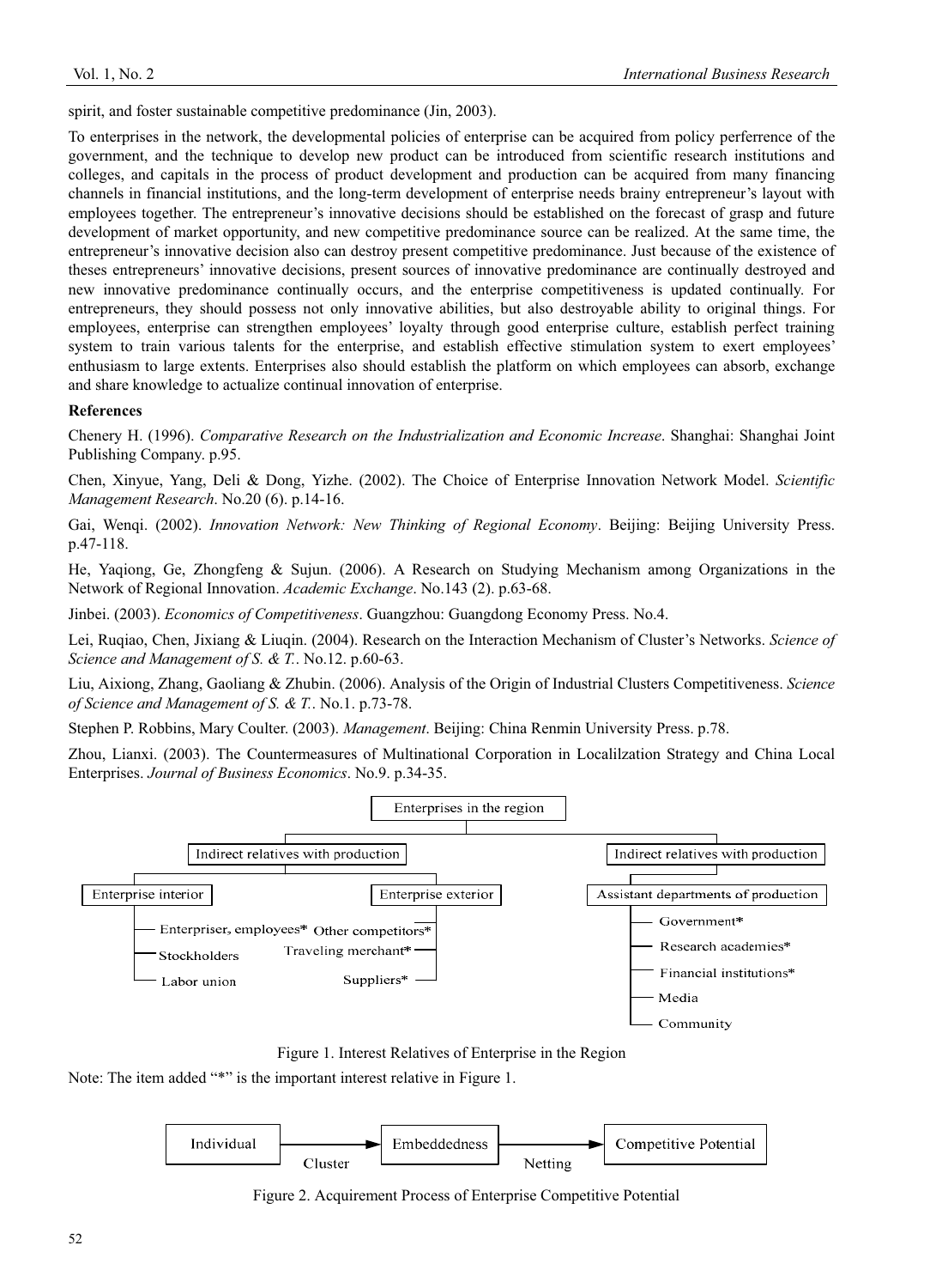spirit, and foster sustainable competitive predominance (Jin, 2003).

To enterprises in the network, the developmental policies of enterprise can be acquired from policy perferrence of the government, and the technique to develop new product can be introduced from scientific research institutions and colleges, and capitals in the process of product development and production can be acquired from many financing channels in financial institutions, and the long-term development of enterprise needs brainy entrepreneur's layout with employees together. The entrepreneur's innovative decisions should be established on the forecast of grasp and future development of market opportunity, and new competitive predominance source can be realized. At the same time, the entrepreneur's innovative decision also can destroy present competitive predominance. Just because of the existence of theses entrepreneurs' innovative decisions, present sources of innovative predominance are continually destroyed and new innovative predominance continually occurs, and the enterprise competitiveness is updated continually. For entrepreneurs, they should possess not only innovative abilities, but also destroyable ability to original things. For employees, enterprise can strengthen employees' loyalty through good enterprise culture, establish perfect training system to train various talents for the enterprise, and establish effective stimulation system to exert employees' enthusiasm to large extents. Enterprises also should establish the platform on which employees can absorb, exchange and share knowledge to actualize continual innovation of enterprise.

**References**

Chenery H. (1996). *Comparative Research on the Industrialization and Economic Increase*. Shanghai: Shanghai Joint Publishing Company. p.95.

Chen, Xinyue, Yang, Deli & Dong, Yizhe. (2002). The Choice of Enterprise Innovation Network Model. *Scientific Management Research*. No.20 (6). p.14-16.

Gai, Wenqi. (2002). *Innovation Network: New Thinking of Regional Economy*. Beijing: Beijing University Press. p.47-118.

He, Yaqiong, Ge, Zhongfeng & Sujun. (2006). A Research on Studying Mechanism among Organizations in the Network of Regional Innovation. *Academic Exchange*. No.143 (2). p.63-68.

Jinbei. (2003). *Economics of Competitiveness*. Guangzhou: Guangdong Economy Press. No.4.

Lei, Ruqiao, Chen, Jixiang & Liuqin. (2004). Research on the Interaction Mechanism of Cluster's Networks. *Science of Science and Management of S. & T.*. No.12. p.60-63.

Liu, Aixiong, Zhang, Gaoliang & Zhubin. (2006). Analysis of the Origin of Industrial Clusters Competitiveness. *Science of Science and Management of S. & T.*. No.1. p.73-78.

Stephen P. Robbins, Mary Coulter. (2003). *Management*. Beijing: China Renmin University Press. p.78.

Zhou, Lianxi. (2003). The Countermeasures of Multinational Corporation in Localilzation Strategy and China Local Enterprises. *Journal of Business Economics*. No.9. p.34-35.

Enterprises in the region

Indirect relatives with production

Indirect relatives with production

Enterprise interior

Enterprise exterior

Assistant departments of production

Enterpriser, employees*

Stockholders

Labor union

Other competitors*

Traveling merchant*

Suppliers*

Government*

Research academies*

Financial institutions*

Media

Community

Figure 1. Interest Relatives of Enterprise in the Region

Note: The item added "*" is the important interest relative in Figure 1.

Individual

Cluster

Embeddedness

Netting

Competitive Potential

Figure 2. Acquirement Process of Enterprise Competitive Potential